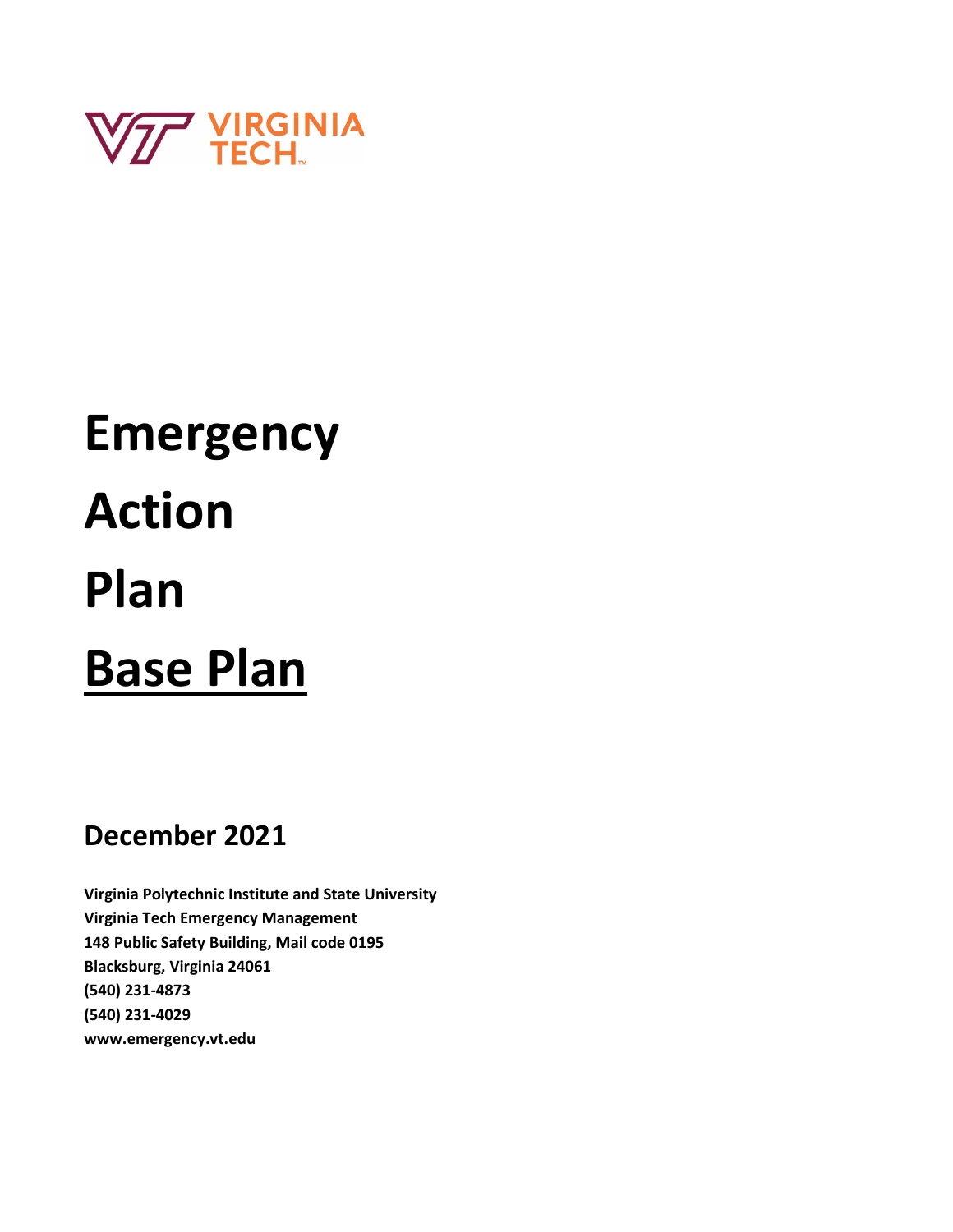# Emergency Action Plan

## Base Plan

## December 2021

**Virginia Polytechnic Institute and State University**
**Virginia Tech Emergency Management**
**148 Public Safety Building, Mail code 0195**
**Blacksburg, Virginia 24061**
**(540) 231-4873**
**(540) 231-4029**
**www.emergency.vt.edu**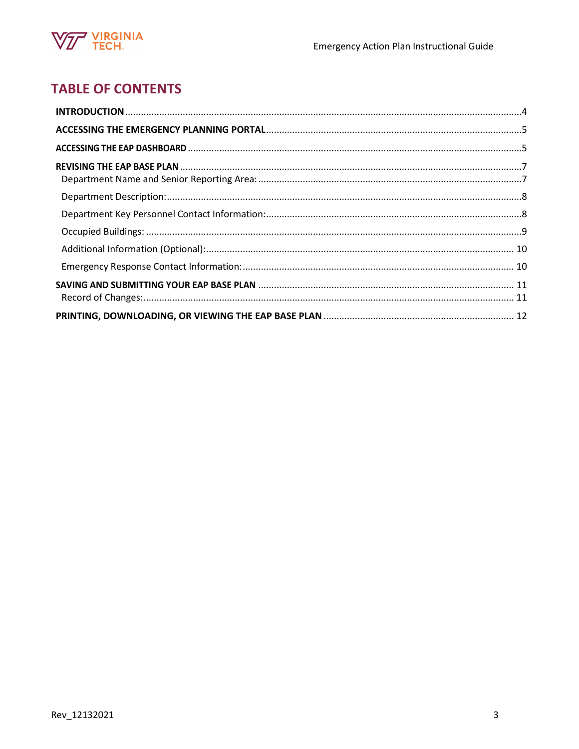## TABLE OF CONTENTS

**INTRODUCTION** .....4

**ACCESSING THE EMERGENCY PLANNING PORTAL** .....5

**ACCESSING THE EAP DASHBOARD** .....5

**REVISING THE EAP BASE PLAN** .....7

- Department Name and Senior Reporting Area: .....7
- Department Description: .....8
- Department Key Personnel Contact Information: .....8
- Occupied Buildings: .....9
- Additional Information (Optional): .....10
- Emergency Response Contact Information: .....10

**SAVING AND SUBMITTING YOUR EAP BASE PLAN** .....11

- Record of Changes: .....11

**PRINTING, DOWNLOADING, OR VIEWING THE EAP BASE PLAN** .....12

Rev_12132021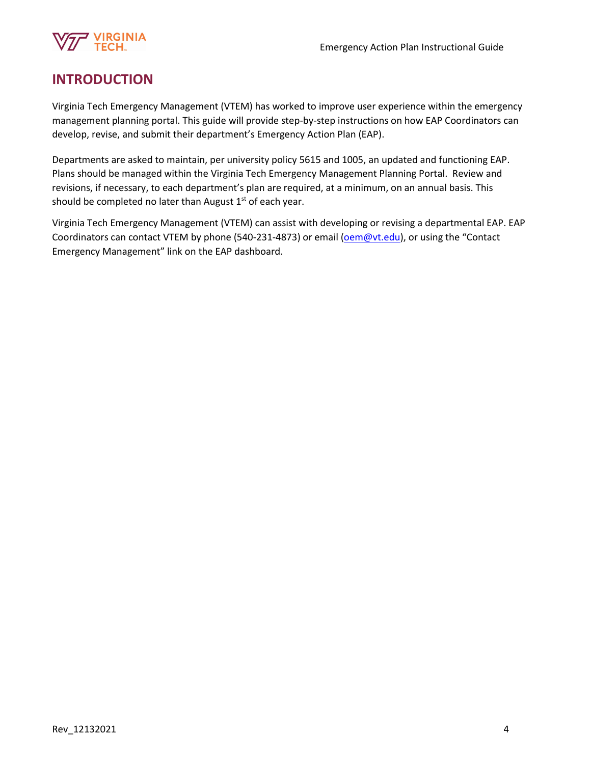# INTRODUCTION

Virginia Tech Emergency Management (VTEM) has worked to improve user experience within the emergency management planning portal. This guide will provide step-by-step instructions on how EAP Coordinators can develop, revise, and submit their department's Emergency Action Plan (EAP).

Departments are asked to maintain, per university policy 5615 and 1005, an updated and functioning EAP. Plans should be managed within the Virginia Tech Emergency Management Planning Portal. Review and revisions, if necessary, to each department's plan are required, at a minimum, on an annual basis. This should be completed no later than August 1st of each year.

Virginia Tech Emergency Management (VTEM) can assist with developing or revising a departmental EAP. EAP Coordinators can contact VTEM by phone (540-231-4873) or email (oem@vt.edu), or using the "Contact Emergency Management" link on the EAP dashboard.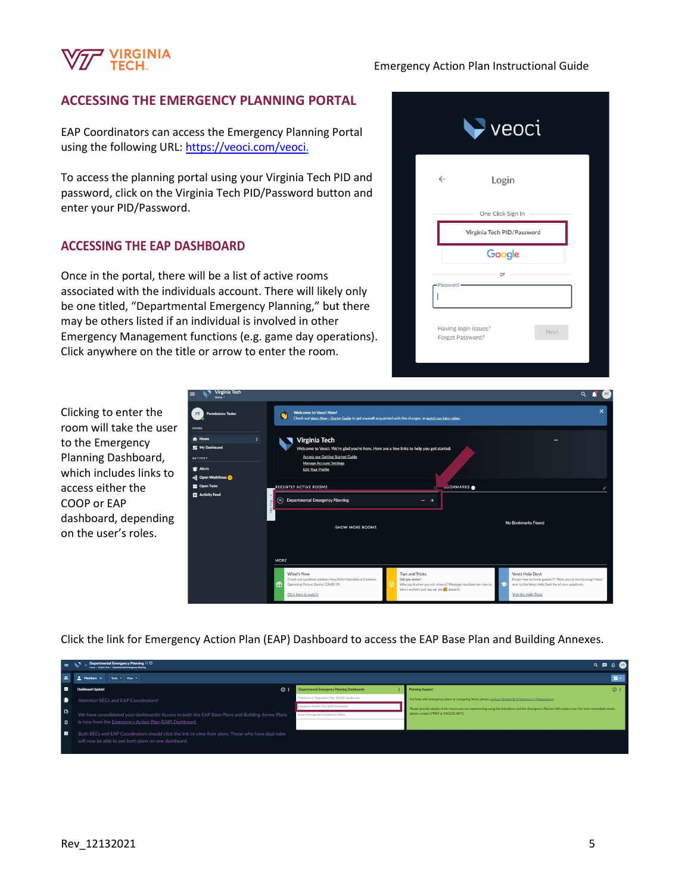## ACCESSING THE EMERGENCY PLANNING PORTAL

EAP Coordinators can access the Emergency Planning Portal using the following URL: [https://veoci.com/veoci.](https://veoci.com/veoci)

To access the planning portal using your Virginia Tech PID and password, click on the Virginia Tech PID/Password button and enter your PID/Password.

## ACCESSING THE EAP DASHBOARD

Once in the portal, there will be a list of active rooms associated with the individuals account. There will likely only be one titled, "Departmental Emergency Planning," but there may be others listed if an individual is involved in other Emergency Management functions (e.g. game day operations). Click anywhere on the title or arrow to enter the room.

Clicking to enter the room will take the user to the Emergency Planning Dashboard, which includes links to access either the COOP or EAP dashboard, depending on the user's roles.

Click the link for Emergency Action Plan (EAP) Dashboard to access the EAP Base Plan and Building Annexes.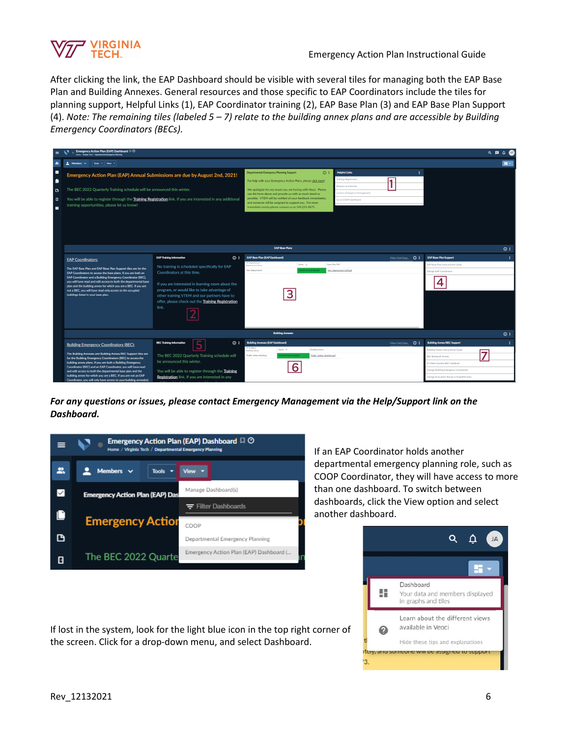After clicking the link, the EAP Dashboard should be visible with several tiles for managing both the EAP Base Plan and Building Annexes. General resources and those specific to EAP Coordinators include the tiles for planning support, Helpful Links (1), EAP Coordinator training (2), EAP Base Plan (3) and EAP Base Plan Support (4). *Note: The remaining tiles (labeled 5 – 7) relate to the building annex plans and are accessible by Building Emergency Coordinators (BECs).*

***For any questions or issues, please contact Emergency Management via the Help/Support link on the Dashboard.***

If an EAP Coordinator holds another departmental emergency planning role, such as COOP Coordinator, they will have access to more than one dashboard. To switch between dashboards, click the View option and select another dashboard.

If lost in the system, look for the light blue icon in the top right corner of the screen. Click for a drop-down menu, and select Dashboard.

Rev_12132021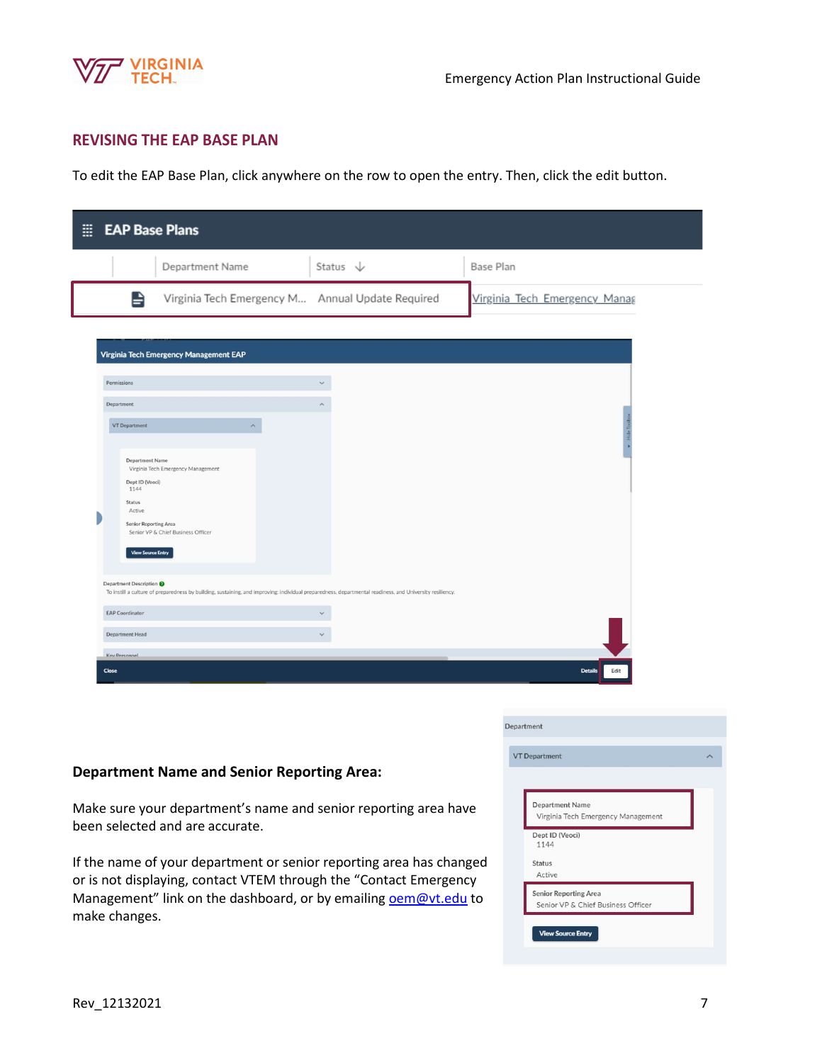## REVISING THE EAP BASE PLAN

To edit the EAP Base Plan, click anywhere on the row to open the entry. Then, click the edit button.

### Department Name and Senior Reporting Area:

Make sure your department's name and senior reporting area have been selected and are accurate.

If the name of your department or senior reporting area has changed or is not displaying, contact VTEM through the "Contact Emergency Management" link on the dashboard, or by emailing oem@vt.edu to make changes.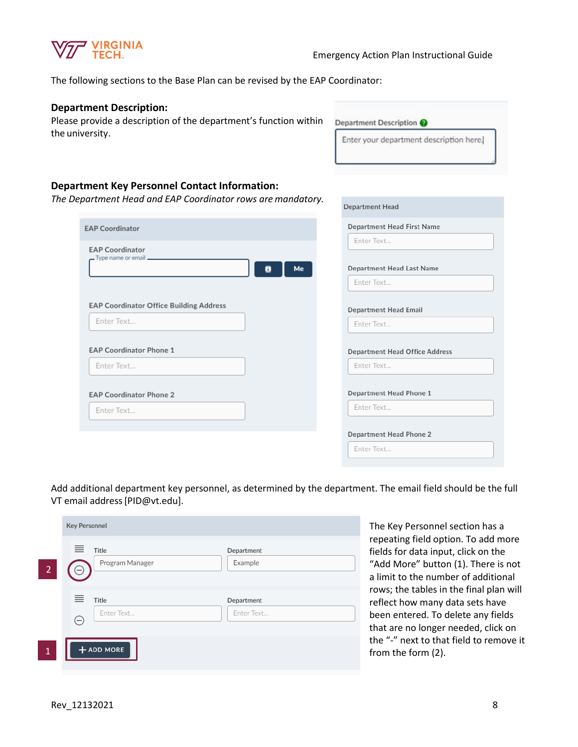The following sections to the Base Plan can be revised by the EAP Coordinator:

**Department Description:**

Please provide a description of the department's function within the university.

Department Description

Enter your department description here

**Department Key Personnel Contact Information:**

*The Department Head and EAP Coordinator rows are mandatory.*

EAP Coordinator

EAP Coordinator

Type name or email

Me

EAP Coordinator Office Building Address

Enter Text...

EAP Coordinator Phone 1

Enter Text...

EAP Coordinator Phone 2

Enter Text...

Department Head

Department Head First Name

Enter Text...

Department Head Last Name

Enter Text...

Department Head Email

Enter Text...

Department Head Office Address

Enter Text...

Department Head Phone 1

Enter Text...

Department Head Phone 2

Enter Text...

Add additional department key personnel, as determined by the department. The email field should be the full VT email address [PID@vt.edu].

Key Personnel

| Title | Department |
| --- | --- |
| Program Manager | Example |
| Enter Text... | Enter Text... |

2

1

+ ADD MORE

The Key Personnel section has a repeating field option. To add more fields for data input, click on the "Add More" button (1). There is not a limit to the number of additional rows; the tables in the final plan will reflect how many data sets have been entered. To delete any fields that are no longer needed, click on the "-" next to that field to remove it from the form (2).

Rev_12132021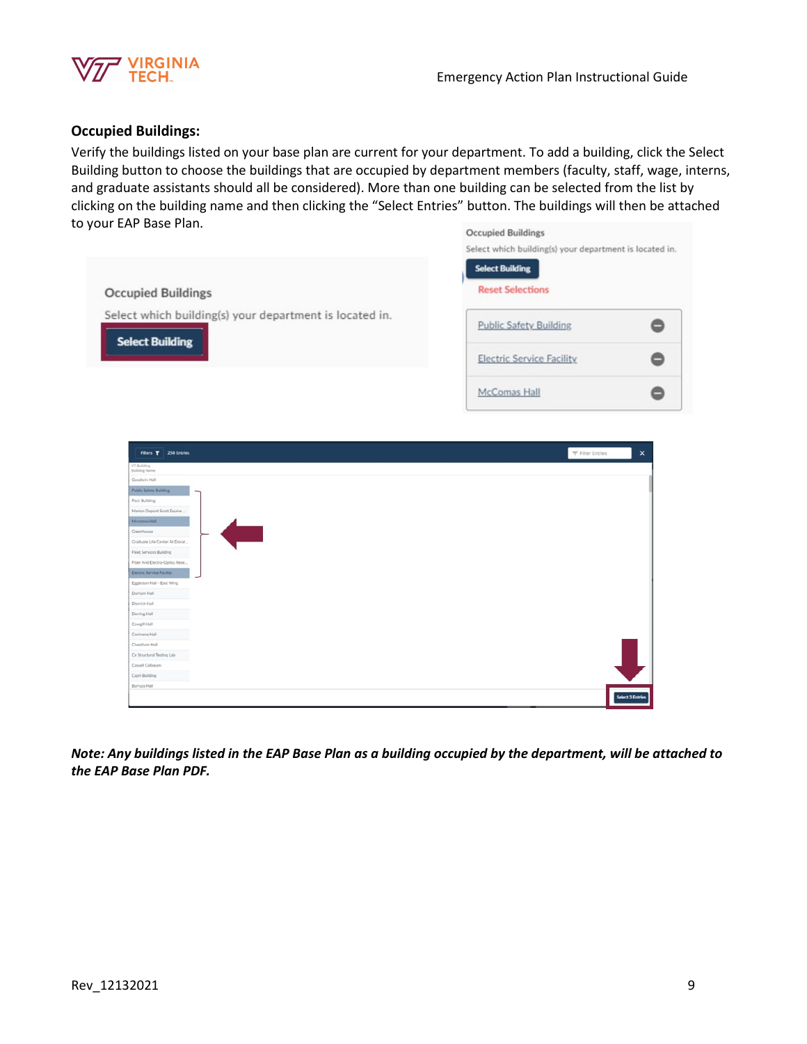## Occupied Buildings:

Verify the buildings listed on your base plan are current for your department. To add a building, click the Select Building button to choose the buildings that are occupied by department members (faculty, staff, wage, interns, and graduate assistants should all be considered). More than one building can be selected from the list by clicking on the building name and then clicking the "Select Entries" button. The buildings will then be attached to your EAP Base Plan.

***Note: Any buildings listed in the EAP Base Plan as a building occupied by the department, will be attached to the EAP Base Plan PDF.***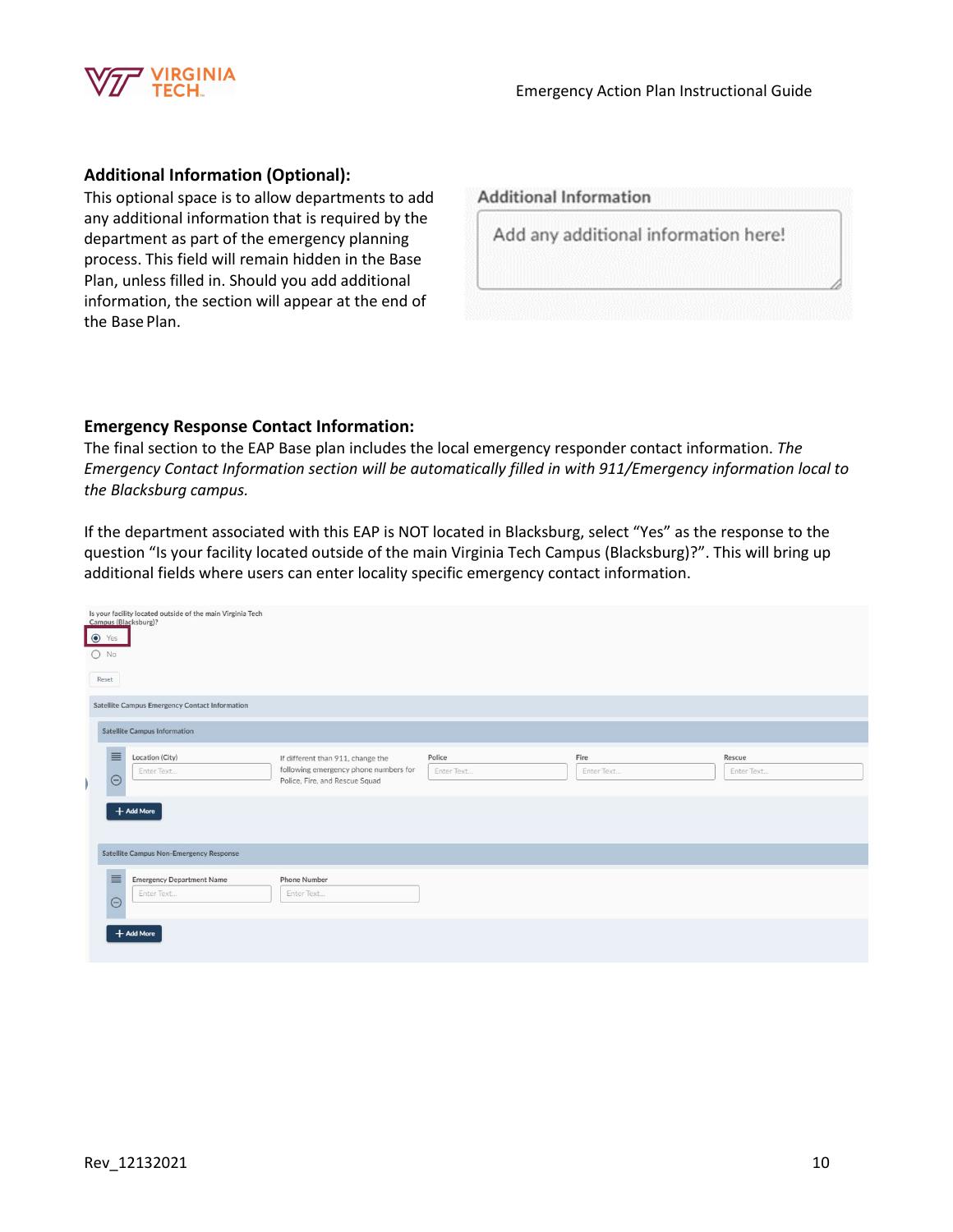## Additional Information (Optional):

This optional space is to allow departments to add any additional information that is required by the department as part of the emergency planning process. This field will remain hidden in the Base Plan, unless filled in. Should you add additional information, the section will appear at the end of the Base Plan.

## Emergency Response Contact Information:

The final section to the EAP Base plan includes the local emergency responder contact information. *The Emergency Contact Information section will be automatically filled in with 911/Emergency information local to the Blacksburg campus.*

If the department associated with this EAP is NOT located in Blacksburg, select "Yes" as the response to the question "Is your facility located outside of the main Virginia Tech Campus (Blacksburg)?". This will bring up additional fields where users can enter locality specific emergency contact information.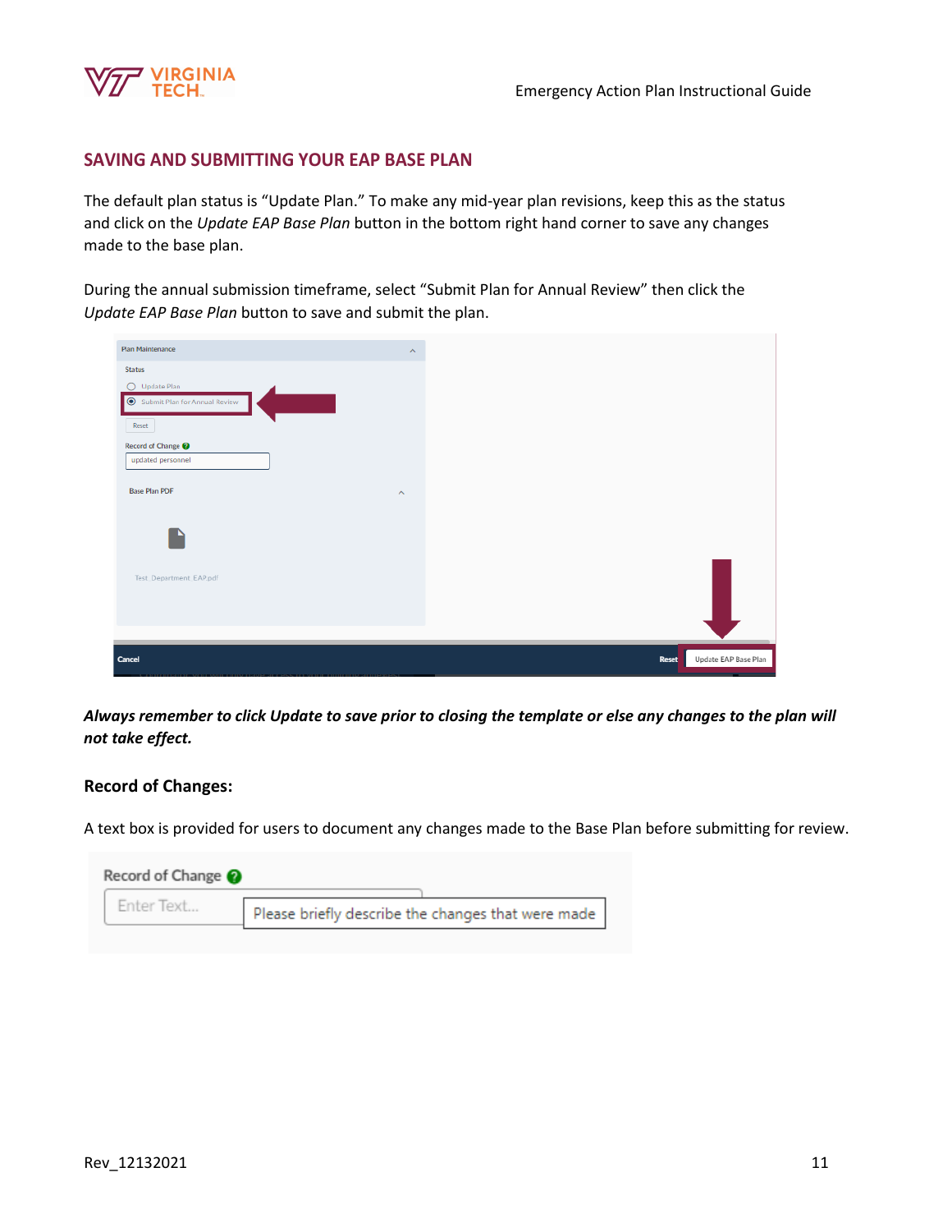## SAVING AND SUBMITTING YOUR EAP BASE PLAN

The default plan status is "Update Plan." To make any mid-year plan revisions, keep this as the status and click on the *Update EAP Base Plan* button in the bottom right hand corner to save any changes made to the base plan.

During the annual submission timeframe, select "Submit Plan for Annual Review" then click the *Update EAP Base Plan* button to save and submit the plan.

***Always remember to click Update to save prior to closing the template or else any changes to the plan will not take effect.***

### Record of Changes:

A text box is provided for users to document any changes made to the Base Plan before submitting for review.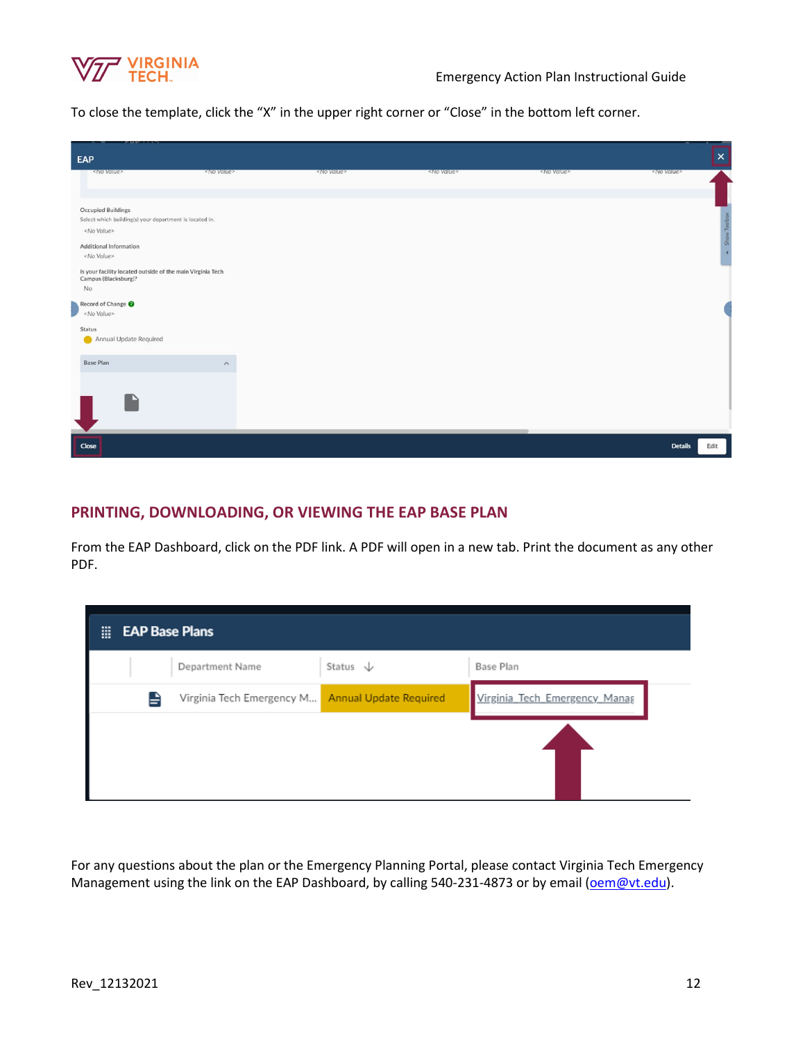To close the template, click the "X" in the upper right corner or "Close" in the bottom left corner.

## PRINTING, DOWNLOADING, OR VIEWING THE EAP BASE PLAN

From the EAP Dashboard, click on the PDF link. A PDF will open in a new tab. Print the document as any other PDF.

For any questions about the plan or the Emergency Planning Portal, please contact Virginia Tech Emergency Management using the link on the EAP Dashboard, by calling 540-231-4873 or by email (oem@vt.edu).

Rev_12132021